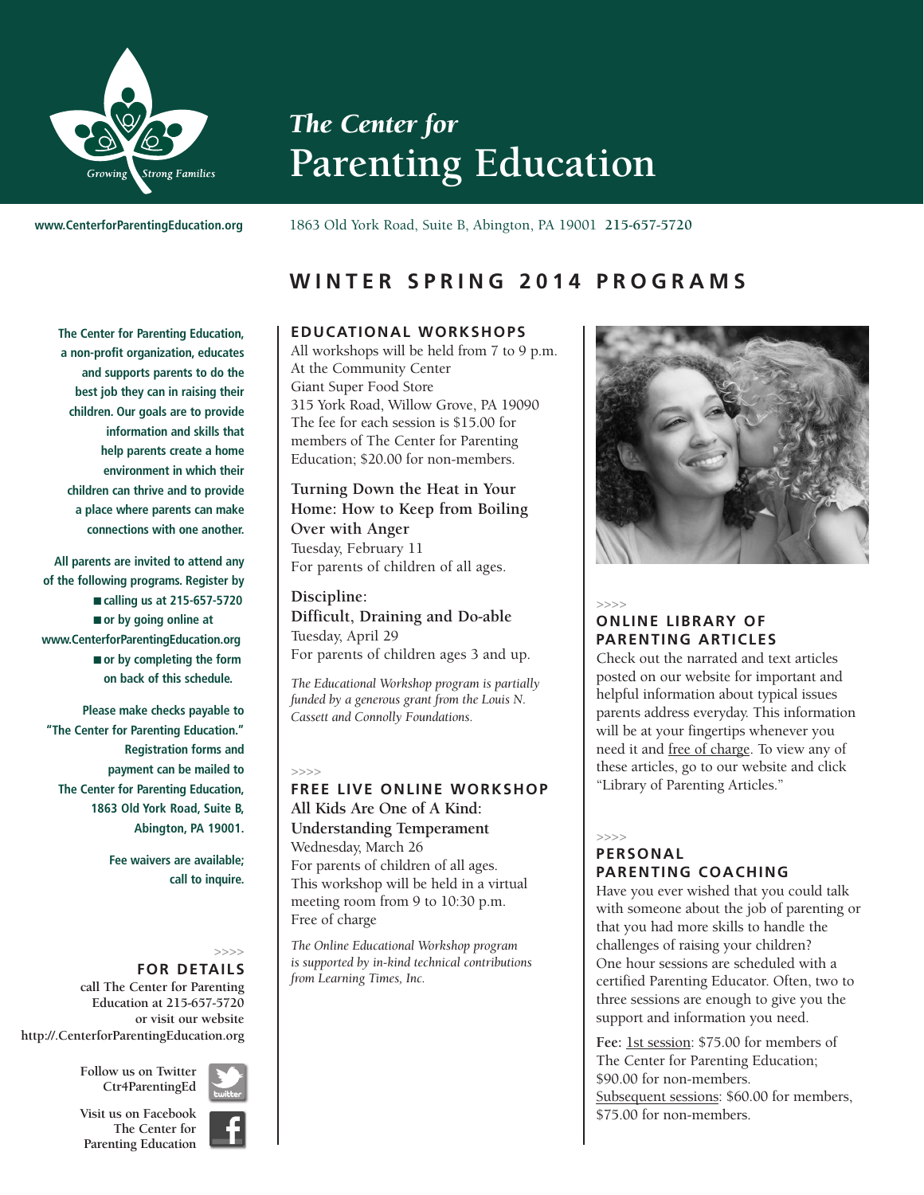# *The Center for* Parenting Education

Growing Strong Families

www.CenterforParentingEducation.org

1863 Old York Road, Suite B, Abington, PA 19001 **215-657-5720**

## WINTER SPRING 2014 PROGRAMS

**The Center for Parenting Education, a non-profit organization, educates and supports parents to do the best job they can in raising their children. Our goals are to provide information and skills that help parents create a home environment in which their children can thrive and to provide a place where parents can make connections with one another.**

**All parents are invited to attend any of the following programs. Register by**

- **calling us at 215-657-5720**
- **or by going online at www.CenterforParentingEducation.org**
- **or by completing the form on back of this schedule.**

**Please make checks payable to "The Center for Parenting Education." Registration forms and payment can be mailed to The Center for Parenting Education, 1863 Old York Road, Suite B, Abington, PA 19001.**

**Fee waivers are available; call to inquire.**

### EDUCATIONAL WORKSHOPS

All workshops will be held from 7 to 9 p.m.
At the Community Center
Giant Super Food Store
315 York Road, Willow Grove, PA 19090
The fee for each session is $15.00 for members of The Center for Parenting Education; $20.00 for non-members.

**Turning Down the Heat in Your Home: How to Keep from Boiling Over with Anger**
Tuesday, February 11
For parents of children of all ages.

**Discipline: Difficult, Draining and Do-able**
Tuesday, April 29
For parents of children ages 3 and up.

*The Educational Workshop program is partially funded by a generous grant from the Louis N. Cassett and Connolly Foundations.*

### FREE LIVE ONLINE WORKSHOP

**All Kids Are One of A Kind: Understanding Temperament**
Wednesday, March 26
For parents of children of all ages.
This workshop will be held in a virtual meeting room from 9 to 10:30 p.m.
Free of charge

*The Online Educational Workshop program is supported by in-kind technical contributions from Learning Times, Inc.*

### ONLINE LIBRARY OF PARENTING ARTICLES

Check out the narrated and text articles posted on our website for important and helpful information about typical issues parents address everyday. This information will be at your fingertips whenever you need it and free of charge. To view any of these articles, go to our website and click "Library of Parenting Articles."

### PERSONAL PARENTING COACHING

Have you ever wished that you could talk with someone about the job of parenting or that you had more skills to handle the challenges of raising your children? One hour sessions are scheduled with a certified Parenting Educator. Often, two to three sessions are enough to give you the support and information you need.

**Fee:** 1st session: $75.00 for members of The Center for Parenting Education; $90.00 for non-members.
Subsequent sessions: $60.00 for members, $75.00 for non-members.

### FOR DETAILS

call The Center for Parenting Education at 215-657-5720 or visit our website http://.CenterforParentingEducation.org

Follow us on Twitter Ctr4ParentingEd

Visit us on Facebook The Center for Parenting Education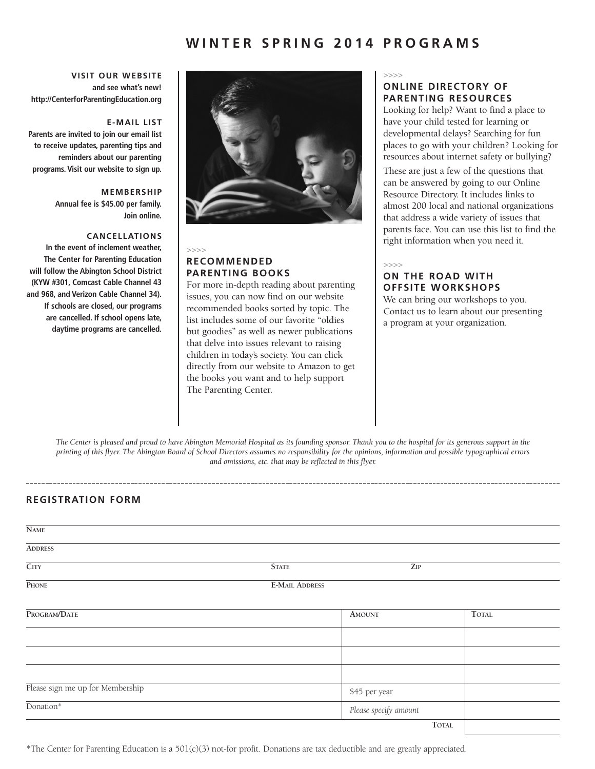# WINTER SPRING 2014 PROGRAMS

**VISIT OUR WEBSITE**
**and see what's new!**
**http://CenterforParentingEducation.org**

**E-MAIL LIST**
**Parents are invited to join our email list to receive updates, parenting tips and reminders about our parenting programs. Visit our website to sign up.**

**MEMBERSHIP**
**Annual fee is $45.00 per family. Join online.**

**CANCELLATIONS**
**In the event of inclement weather, The Center for Parenting Education will follow the Abington School District (KYW #301, Comcast Cable Channel 43 and 968, and Verizon Cable Channel 34). If schools are closed, our programs are cancelled. If school opens late, daytime programs are cancelled.**

>>>>

## RECOMMENDED PARENTING BOOKS

For more in-depth reading about parenting issues, you can now find on our website recommended books sorted by topic. The list includes some of our favorite "oldies but goodies" as well as newer publications that delve into issues relevant to raising children in today's society. You can click directly from our website to Amazon to get the books you want and to help support The Parenting Center.

>>>>

## ONLINE DIRECTORY OF PARENTING RESOURCES

Looking for help? Want to find a place to have your child tested for learning or developmental delays? Searching for fun places to go with your children? Looking for resources about internet safety or bullying?

These are just a few of the questions that can be answered by going to our Online Resource Directory. It includes links to almost 200 local and national organizations that address a wide variety of issues that parents face. You can use this list to find the right information when you need it.

>>>>

## ON THE ROAD WITH OFFSITE WORKSHOPS

We can bring our workshops to you. Contact us to learn about our presenting a program at your organization.

*The Center is pleased and proud to have Abington Memorial Hospital as its founding sponsor. Thank you to the hospital for its generous support in the printing of this flyer. The Abington Board of School Directors assumes no responsibility for the opinions, information and possible typographical errors and omissions, etc. that may be reflected in this flyer.*

## REGISTRATION FORM

Name

Address

City | State | Zip

Phone | E-Mail Address

| Program/Date | Amount | Total |
|---|---|---|
| | | |
| | | |
| | | |
| Please sign me up for Membership | $45 per year | |
| Donation* | *Please specify amount* | |
| | Total | |

*The Center for Parenting Education is a 501(c)(3) not-for profit. Donations are tax deductible and are greatly appreciated.